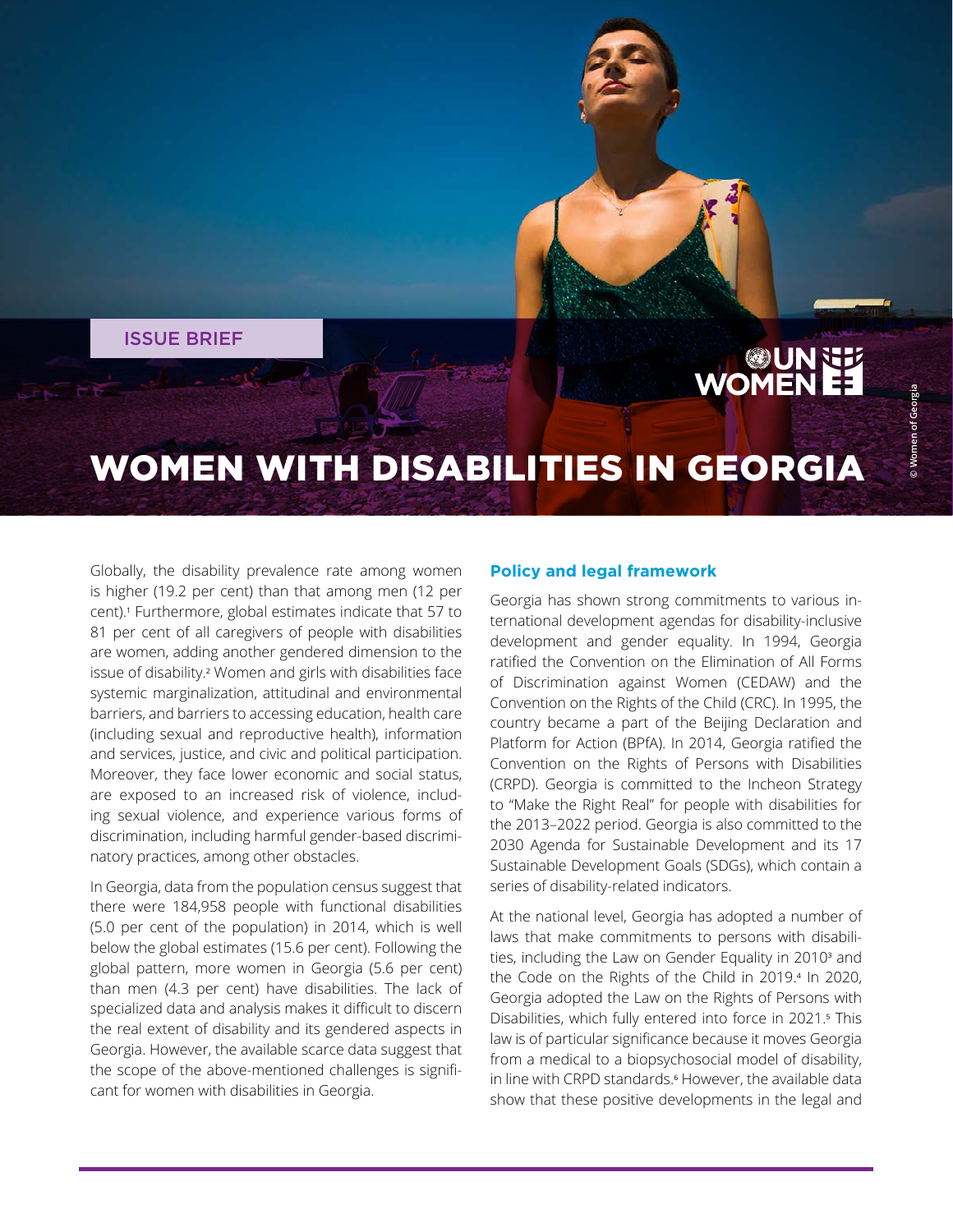ISSUE BRIEF

# WOMEN WITH DISABILITIES IN GEORGIA

© Women of Georgia

Globally, the disability prevalence rate among women is higher (19.2 per cent) than that among men (12 per cent).[1] Furthermore, global estimates indicate that 57 to 81 per cent of all caregivers of people with disabilities are women, adding another gendered dimension to the issue of disability.[2] Women and girls with disabilities face systemic marginalization, attitudinal and environmental barriers, and barriers to accessing education, health care (including sexual and reproductive health), information and services, justice, and civic and political participation. Moreover, they face lower economic and social status, are exposed to an increased risk of violence, including sexual violence, and experience various forms of discrimination, including harmful gender-based discriminatory practices, among other obstacles.

In Georgia, data from the population census suggest that there were 184,958 people with functional disabilities (5.0 per cent of the population) in 2014, which is well below the global estimates (15.6 per cent). Following the global pattern, more women in Georgia (5.6 per cent) than men (4.3 per cent) have disabilities. The lack of specialized data and analysis makes it difficult to discern the real extent of disability and its gendered aspects in Georgia. However, the available scarce data suggest that the scope of the above-mentioned challenges is significant for women with disabilities in Georgia.

## Policy and legal framework

Georgia has shown strong commitments to various international development agendas for disability-inclusive development and gender equality. In 1994, Georgia ratified the Convention on the Elimination of All Forms of Discrimination against Women (CEDAW) and the Convention on the Rights of the Child (CRC). In 1995, the country became a part of the Beijing Declaration and Platform for Action (BPfA). In 2014, Georgia ratified the Convention on the Rights of Persons with Disabilities (CRPD). Georgia is committed to the Incheon Strategy to "Make the Right Real" for people with disabilities for the 2013–2022 period. Georgia is also committed to the 2030 Agenda for Sustainable Development and its 17 Sustainable Development Goals (SDGs), which contain a series of disability-related indicators.

At the national level, Georgia has adopted a number of laws that make commitments to persons with disabilities, including the Law on Gender Equality in 2010[3] and the Code on the Rights of the Child in 2019.[4] In 2020, Georgia adopted the Law on the Rights of Persons with Disabilities, which fully entered into force in 2021.[5] This law is of particular significance because it moves Georgia from a medical to a biopsychosocial model of disability, in line with CRPD standards.[6] However, the available data show that these positive developments in the legal and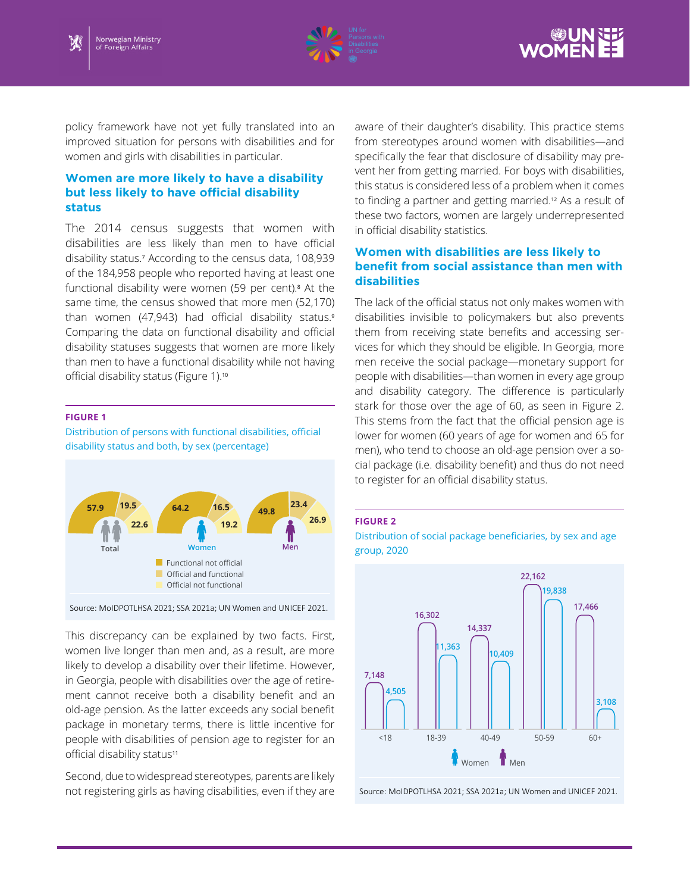policy framework have not yet fully translated into an improved situation for persons with disabilities and for women and girls with disabilities in particular.

### Women are more likely to have a disability but less likely to have official disability status

The 2014 census suggests that women with disabilities are less likely than men to have official disability status.[7] According to the census data, 108,939 of the 184,958 people who reported having at least one functional disability were women (59 per cent).[8] At the same time, the census showed that more men (52,170) than women (47,943) had official disability status.[9] Comparing the data on functional disability and official disability statuses suggests that women are more likely than men to have a functional disability while not having official disability status (Figure 1).[10]

**FIGURE 1**

Distribution of persons with functional disabilities, official disability status and both, by sex (percentage)

| | Functional not official | Official and functional | Official not functional |
|---|---|---|---|
| Total | 57.9 | 19.5 | 22.6 |
| Women | 64.2 | 16.5 | 19.2 |
| Men | 49.8 | 23.4 | 26.9 |

Source: MoIDPOTLHSA 2021; SSA 2021a; UN Women and UNICEF 2021.

This discrepancy can be explained by two facts. First, women live longer than men and, as a result, are more likely to develop a disability over their lifetime. However, in Georgia, people with disabilities over the age of retirement cannot receive both a disability benefit and an old-age pension. As the latter exceeds any social benefit package in monetary terms, there is little incentive for people with disabilities of pension age to register for an official disability status[11]

Second, due to widespread stereotypes, parents are likely not registering girls as having disabilities, even if they are aware of their daughter's disability. This practice stems from stereotypes around women with disabilities—and specifically the fear that disclosure of disability may prevent her from getting married. For boys with disabilities, this status is considered less of a problem when it comes to finding a partner and getting married.[12] As a result of these two factors, women are largely underrepresented in official disability statistics.

### Women with disabilities are less likely to benefit from social assistance than men with disabilities

The lack of the official status not only makes women with disabilities invisible to policymakers but also prevents them from receiving state benefits and accessing services for which they should be eligible. In Georgia, more men receive the social package—monetary support for people with disabilities—than women in every age group and disability category. The difference is particularly stark for those over the age of 60, as seen in Figure 2. This stems from the fact that the official pension age is lower for women (60 years of age for women and 65 for men), who tend to choose an old-age pension over a social package (i.e. disability benefit) and thus do not need to register for an official disability status.

**FIGURE 2**

Distribution of social package beneficiaries, by sex and age group, 2020

| Age group | Women | Men |
|---|---|---|
| <18 | 4,505 | 7,148 |
| 18-39 | 11,363 | 16,302 |
| 40-49 | 10,409 | 14,337 |
| 50-59 | 19,838 | 22,162 |
| 60+ | 3,108 | 17,466 |

Source: MoIDPOTLHSA 2021; SSA 2021a; UN Women and UNICEF 2021.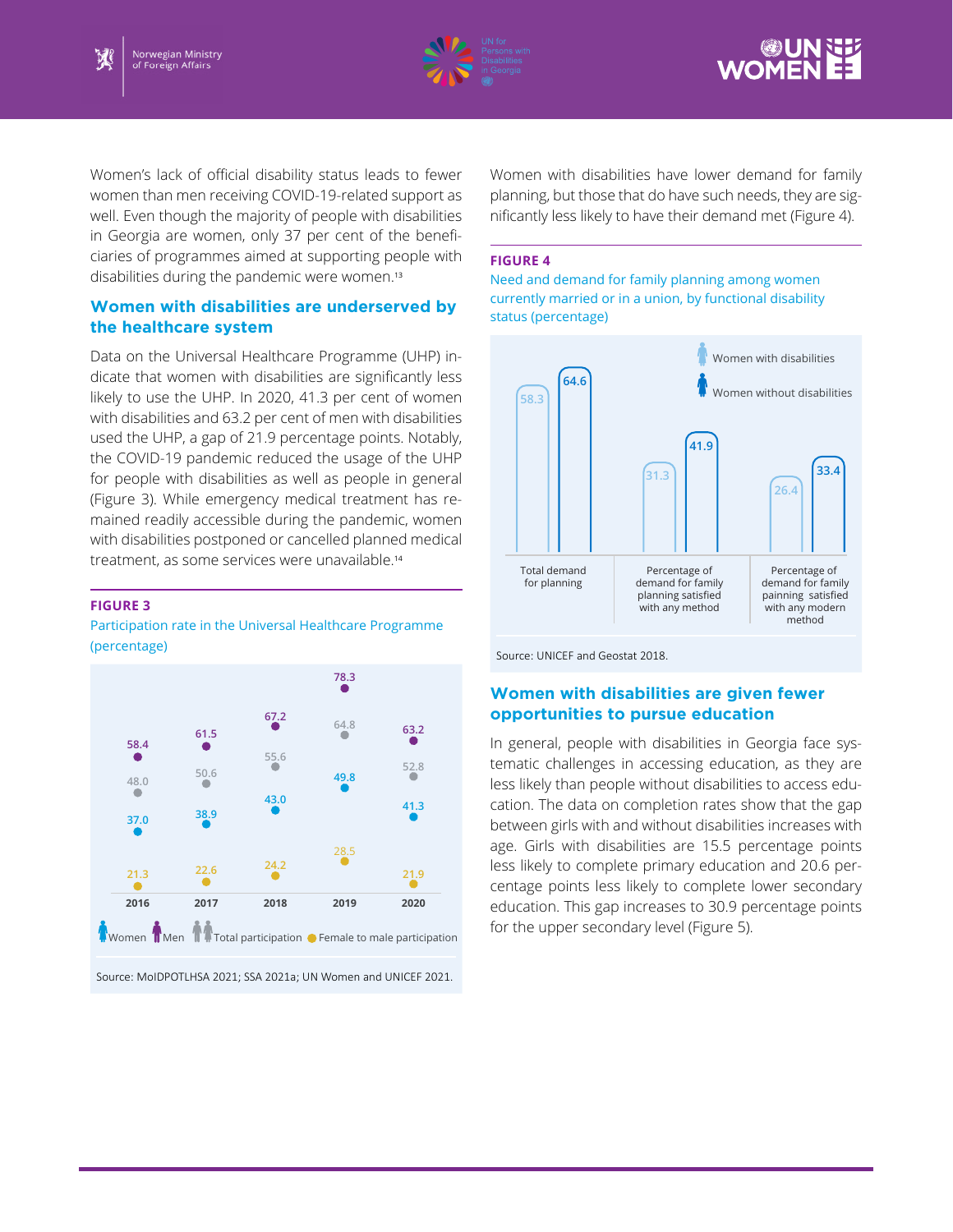Women's lack of official disability status leads to fewer women than men receiving COVID-19-related support as well. Even though the majority of people with disabilities in Georgia are women, only 37 per cent of the beneficiaries of programmes aimed at supporting people with disabilities during the pandemic were women.[13]

## Women with disabilities are underserved by the healthcare system

Data on the Universal Healthcare Programme (UHP) indicate that women with disabilities are significantly less likely to use the UHP. In 2020, 41.3 per cent of women with disabilities and 63.2 per cent of men with disabilities used the UHP, a gap of 21.9 percentage points. Notably, the COVID-19 pandemic reduced the usage of the UHP for people with disabilities as well as people in general (Figure 3). While emergency medical treatment has remained readily accessible during the pandemic, women with disabilities postponed or cancelled planned medical treatment, as some services were unavailable.[14]

**FIGURE 3**

Participation rate in the Universal Healthcare Programme (percentage)

| | 2016 | 2017 | 2018 | 2019 | 2020 |
|---|---|---|---|---|---|
| Men | 58.4 | 61.5 | 67.2 | 78.3 | 63.2 |
| Total participation | 48.0 | 50.6 | 55.6 | 64.8 | 52.8 |
| Women | 37.0 | 38.9 | 43.0 | 49.8 | 41.3 |
| Female to male participation | 21.3 | 22.6 | 24.2 | 28.5 | 21.9 |

Source: MoIDPOTLHSA 2021; SSA 2021a; UN Women and UNICEF 2021.

Women with disabilities have lower demand for family planning, but those that do have such needs, they are significantly less likely to have their demand met (Figure 4).

**FIGURE 4**

Need and demand for family planning among women currently married or in a union, by functional disability status (percentage)

| | Women with disabilities | Women without disabilities |
|---|---|---|
| Total demand for planning | 58.3 | 64.6 |
| Percentage of demand for family planning satisfied with any method | 31.3 | 41.9 |
| Percentage of demand for family painning satisfied with any modern method | 26.4 | 33.4 |

Source: UNICEF and Geostat 2018.

## Women with disabilities are given fewer opportunities to pursue education

In general, people with disabilities in Georgia face systematic challenges in accessing education, as they are less likely than people without disabilities to access education. The data on completion rates show that the gap between girls with and without disabilities increases with age. Girls with disabilities are 15.5 percentage points less likely to complete primary education and 20.6 percentage points less likely to complete lower secondary education. This gap increases to 30.9 percentage points for the upper secondary level (Figure 5).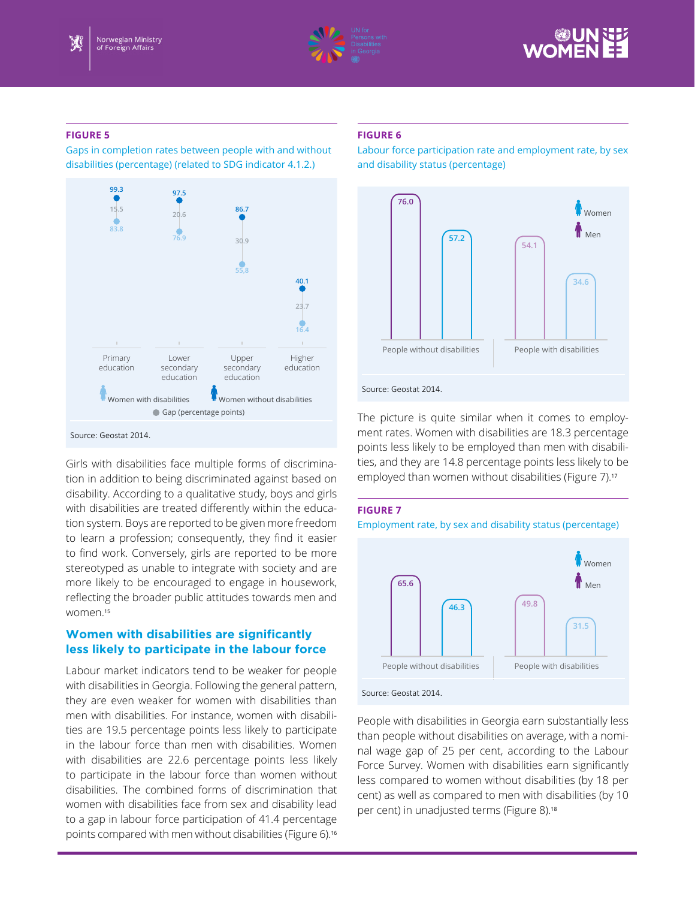**FIGURE 5**

Gaps in completion rates between people with and without disabilities (percentage) (related to SDG indicator 4.1.2.)

| | Primary education | Lower secondary education | Upper secondary education | Higher education |
|---|---|---|---|---|
| Women without disabilities | 99.3 | 97.5 | 86.7 | 40.1 |
| Gap (percentage points) | 15.5 | 20.6 | 30.9 | 23.7 |
| Women with disabilities | 83.8 | 76.9 | 55,8 | 16.4 |

Source: Geostat 2014.

Girls with disabilities face multiple forms of discrimination in addition to being discriminated against based on disability. According to a qualitative study, boys and girls with disabilities are treated differently within the education system. Boys are reported to be given more freedom to learn a profession; consequently, they find it easier to find work. Conversely, girls are reported to be more stereotyped as unable to integrate with society and are more likely to be encouraged to engage in housework, reflecting the broader public attitudes towards men and women.[15]

## Women with disabilities are significantly less likely to participate in the labour force

Labour market indicators tend to be weaker for people with disabilities in Georgia. Following the general pattern, they are even weaker for women with disabilities than men with disabilities. For instance, women with disabilities are 19.5 percentage points less likely to participate in the labour force than men with disabilities. Women with disabilities are 22.6 percentage points less likely to participate in the labour force than women without disabilities. The combined forms of discrimination that women with disabilities face from sex and disability lead to a gap in labour force participation of 41.4 percentage points compared with men without disabilities (Figure 6).[16]

**FIGURE 6**

Labour force participation rate and employment rate, by sex and disability status (percentage)

| | Men | Women |
|---|---|---|
| People without disabilities | 76.0 | 57.2 |
| People with disabilities | 54.1 | 34.6 |

Source: Geostat 2014.

The picture is quite similar when it comes to employment rates. Women with disabilities are 18.3 percentage points less likely to be employed than men with disabilities, and they are 14.8 percentage points less likely to be employed than women without disabilities (Figure 7).[17]

**FIGURE 7**

Employment rate, by sex and disability status (percentage)

| | Men | Women |
|---|---|---|
| People without disabilities | 65.6 | 46.3 |
| People with disabilities | 49.8 | 31.5 |

Source: Geostat 2014.

People with disabilities in Georgia earn substantially less than people without disabilities on average, with a nominal wage gap of 25 per cent, according to the Labour Force Survey. Women with disabilities earn significantly less compared to women without disabilities (by 18 per cent) as well as compared to men with disabilities (by 10 per cent) in unadjusted terms (Figure 8).[18]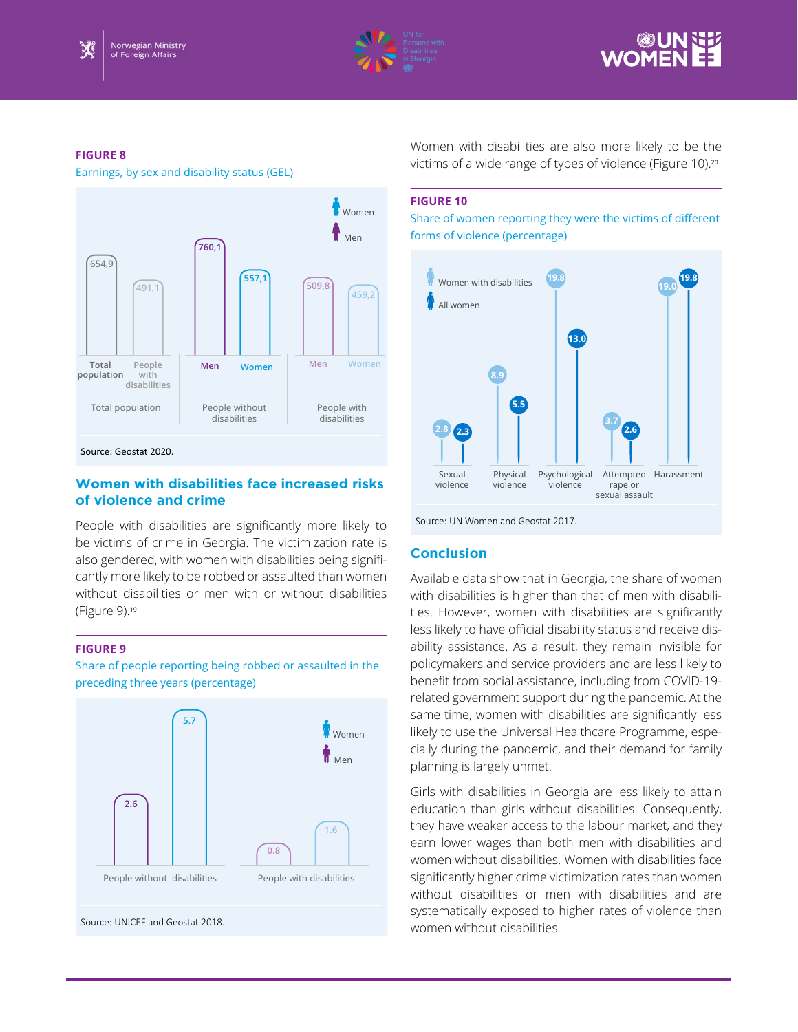**FIGURE 8**

Earnings, by sex and disability status (GEL)

| | Total population | People with disabilities |
|---|---|---|
| Total population | 654,9 | 491,1 |

| | Men | Women |
|---|---|---|
| People without disabilities | 760,1 | 557,1 |
| People with disabilities | 509,8 | 459,2 |

Source: Geostat 2020.

## Women with disabilities face increased risks of violence and crime

People with disabilities are significantly more likely to be victims of crime in Georgia. The victimization rate is also gendered, with women with disabilities being significantly more likely to be robbed or assaulted than women without disabilities or men with or without disabilities (Figure 9).[19]

**FIGURE 9**

Share of people reporting being robbed or assaulted in the preceding three years (percentage)

| | Men | Women |
|---|---|---|
| People without disabilities | 2.6 | 5.7 |
| People with disabilities | 0.8 | 1.6 |

Source: UNICEF and Geostat 2018.

Women with disabilities are also more likely to be the victims of a wide range of types of violence (Figure 10).[20]

**FIGURE 10**

Share of women reporting they were the victims of different forms of violence (percentage)

| | Women with disabilities | All women |
|---|---|---|
| Sexual violence | 2.8 | 2.3 |
| Physical violence | 8.9 | 5.5 |
| Psychological violence | 19.8 | 13.0 |
| Attempted rape or sexual assault | 3.7 | 2.6 |
| Harassment | 19.0 | 19.8 |

Source: UN Women and Geostat 2017.

## Conclusion

Available data show that in Georgia, the share of women with disabilities is higher than that of men with disabilities. However, women with disabilities are significantly less likely to have official disability status and receive disability assistance. As a result, they remain invisible for policymakers and service providers and are less likely to benefit from social assistance, including from COVID-19-related government support during the pandemic. At the same time, women with disabilities are significantly less likely to use the Universal Healthcare Programme, especially during the pandemic, and their demand for family planning is largely unmet.

Girls with disabilities in Georgia are less likely to attain education than girls without disabilities. Consequently, they have weaker access to the labour market, and they earn lower wages than both men with disabilities and women without disabilities. Women with disabilities face significantly higher crime victimization rates than women without disabilities or men with disabilities and are systematically exposed to higher rates of violence than women without disabilities.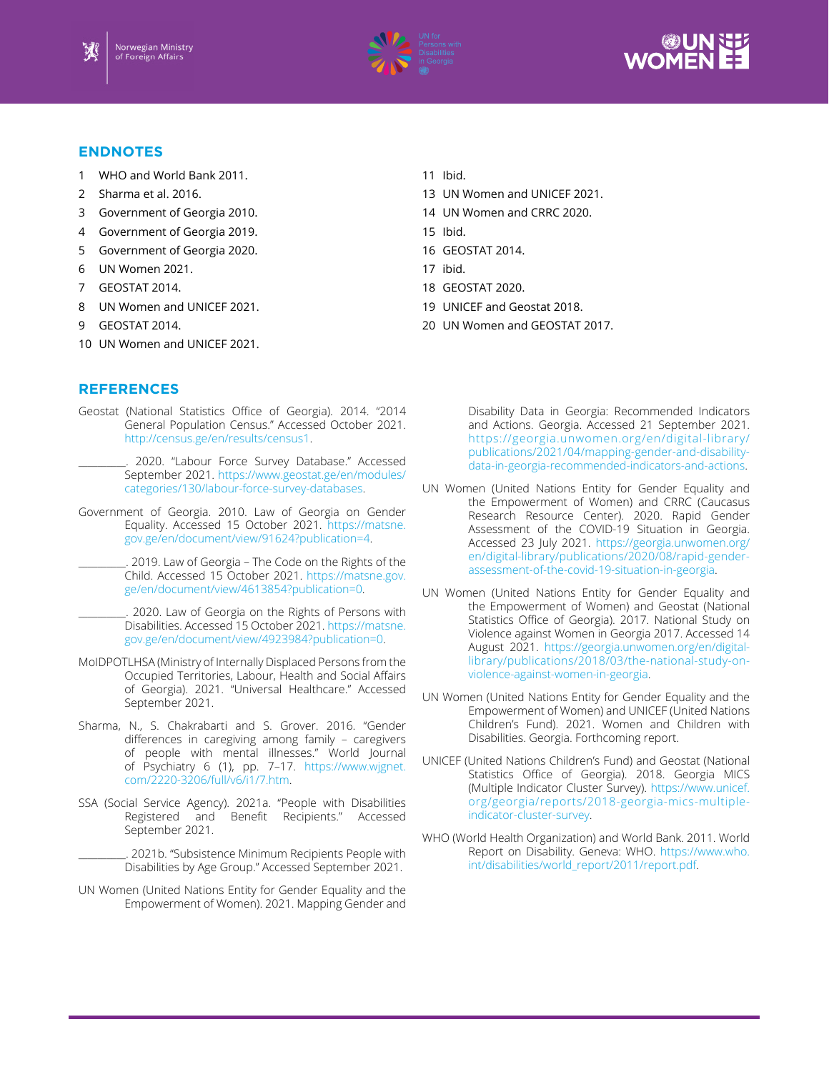## ENDNOTES

1 WHO and World Bank 2011.
2 Sharma et al. 2016.
3 Government of Georgia 2010.
4 Government of Georgia 2019.
5 Government of Georgia 2020.
6 UN Women 2021.
7 GEOSTAT 2014.
8 UN Women and UNICEF 2021.
9 GEOSTAT 2014.
10 UN Women and UNICEF 2021.
11 Ibid.
13 UN Women and UNICEF 2021.
14 UN Women and CRRC 2020.
15 Ibid.
16 GEOSTAT 2014.
17 ibid.
18 GEOSTAT 2020.
19 UNICEF and Geostat 2018.
20 UN Women and GEOSTAT 2017.

## REFERENCES

Geostat (National Statistics Office of Georgia). 2014. "2014 General Population Census." Accessed October 2021. http://census.ge/en/results/census1.

________. 2020. "Labour Force Survey Database." Accessed September 2021. https://www.geostat.ge/en/modules/categories/130/labour-force-survey-databases.

Government of Georgia. 2010. Law of Georgia on Gender Equality. Accessed 15 October 2021. https://matsne.gov.ge/en/document/view/91624?publication=4.

________. 2019. Law of Georgia – The Code on the Rights of the Child. Accessed 15 October 2021. https://matsne.gov.ge/en/document/view/4613854?publication=0.

________. 2020. Law of Georgia on the Rights of Persons with Disabilities. Accessed 15 October 2021. https://matsne.gov.ge/en/document/view/4923984?publication=0.

MoIDPOTLHSA (Ministry of Internally Displaced Persons from the Occupied Territories, Labour, Health and Social Affairs of Georgia). 2021. "Universal Healthcare." Accessed September 2021.

Sharma, N., S. Chakrabarti and S. Grover. 2016. "Gender differences in caregiving among family – caregivers of people with mental illnesses." World Journal of Psychiatry 6 (1), pp. 7–17. https://www.wjgnet.com/2220-3206/full/v6/i1/7.htm.

SSA (Social Service Agency). 2021a. "People with Disabilities Registered and Benefit Recipients." Accessed September 2021.

________. 2021b. "Subsistence Minimum Recipients People with Disabilities by Age Group." Accessed September 2021.

UN Women (United Nations Entity for Gender Equality and the Empowerment of Women). 2021. Mapping Gender and Disability Data in Georgia: Recommended Indicators and Actions. Georgia. Accessed 21 September 2021. https://georgia.unwomen.org/en/digital-library/publications/2021/04/mapping-gender-and-disability-data-in-georgia-recommended-indicators-and-actions.

UN Women (United Nations Entity for Gender Equality and the Empowerment of Women) and CRRC (Caucasus Research Resource Center). 2020. Rapid Gender Assessment of the COVID-19 Situation in Georgia. Accessed 23 July 2021. https://georgia.unwomen.org/en/digital-library/publications/2020/08/rapid-gender-assessment-of-the-covid-19-situation-in-georgia.

UN Women (United Nations Entity for Gender Equality and the Empowerment of Women) and Geostat (National Statistics Office of Georgia). 2017. National Study on Violence against Women in Georgia 2017. Accessed 14 August 2021. https://georgia.unwomen.org/en/digital-library/publications/2018/03/the-national-study-on-violence-against-women-in-georgia.

UN Women (United Nations Entity for Gender Equality and the Empowerment of Women) and UNICEF (United Nations Children's Fund). 2021. Women and Children with Disabilities. Georgia. Forthcoming report.

UNICEF (United Nations Children's Fund) and Geostat (National Statistics Office of Georgia). 2018. Georgia MICS (Multiple Indicator Cluster Survey). https://www.unicef.org/georgia/reports/2018-georgia-mics-multiple-indicator-cluster-survey.

WHO (World Health Organization) and World Bank. 2011. World Report on Disability. Geneva: WHO. https://www.who.int/disabilities/world_report/2011/report.pdf.